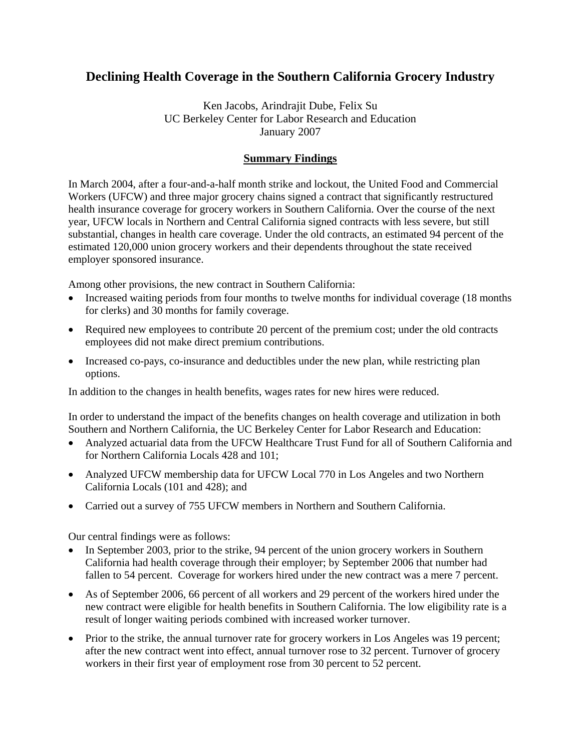# Declining Health Coverage in the Southern California Grocery Industry

Ken Jacobs, Arindrajit Dube, Felix Su
UC Berkeley Center for Labor Research and Education
January 2007

## Summary Findings

In March 2004, after a four-and-a-half month strike and lockout, the United Food and Commercial Workers (UFCW) and three major grocery chains signed a contract that significantly restructured health insurance coverage for grocery workers in Southern California. Over the course of the next year, UFCW locals in Northern and Central California signed contracts with less severe, but still substantial, changes in health care coverage. Under the old contracts, an estimated 94 percent of the estimated 120,000 union grocery workers and their dependents throughout the state received employer sponsored insurance.

Among other provisions, the new contract in Southern California:

- Increased waiting periods from four months to twelve months for individual coverage (18 months for clerks) and 30 months for family coverage.
- Required new employees to contribute 20 percent of the premium cost; under the old contracts employees did not make direct premium contributions.
- Increased co-pays, co-insurance and deductibles under the new plan, while restricting plan options.

In addition to the changes in health benefits, wages rates for new hires were reduced.

In order to understand the impact of the benefits changes on health coverage and utilization in both Southern and Northern California, the UC Berkeley Center for Labor Research and Education:

- Analyzed actuarial data from the UFCW Healthcare Trust Fund for all of Southern California and for Northern California Locals 428 and 101;
- Analyzed UFCW membership data for UFCW Local 770 in Los Angeles and two Northern California Locals (101 and 428); and
- Carried out a survey of 755 UFCW members in Northern and Southern California.

Our central findings were as follows:

- In September 2003, prior to the strike, 94 percent of the union grocery workers in Southern California had health coverage through their employer; by September 2006 that number had fallen to 54 percent. Coverage for workers hired under the new contract was a mere 7 percent.
- As of September 2006, 66 percent of all workers and 29 percent of the workers hired under the new contract were eligible for health benefits in Southern California. The low eligibility rate is a result of longer waiting periods combined with increased worker turnover.
- Prior to the strike, the annual turnover rate for grocery workers in Los Angeles was 19 percent; after the new contract went into effect, annual turnover rose to 32 percent. Turnover of grocery workers in their first year of employment rose from 30 percent to 52 percent.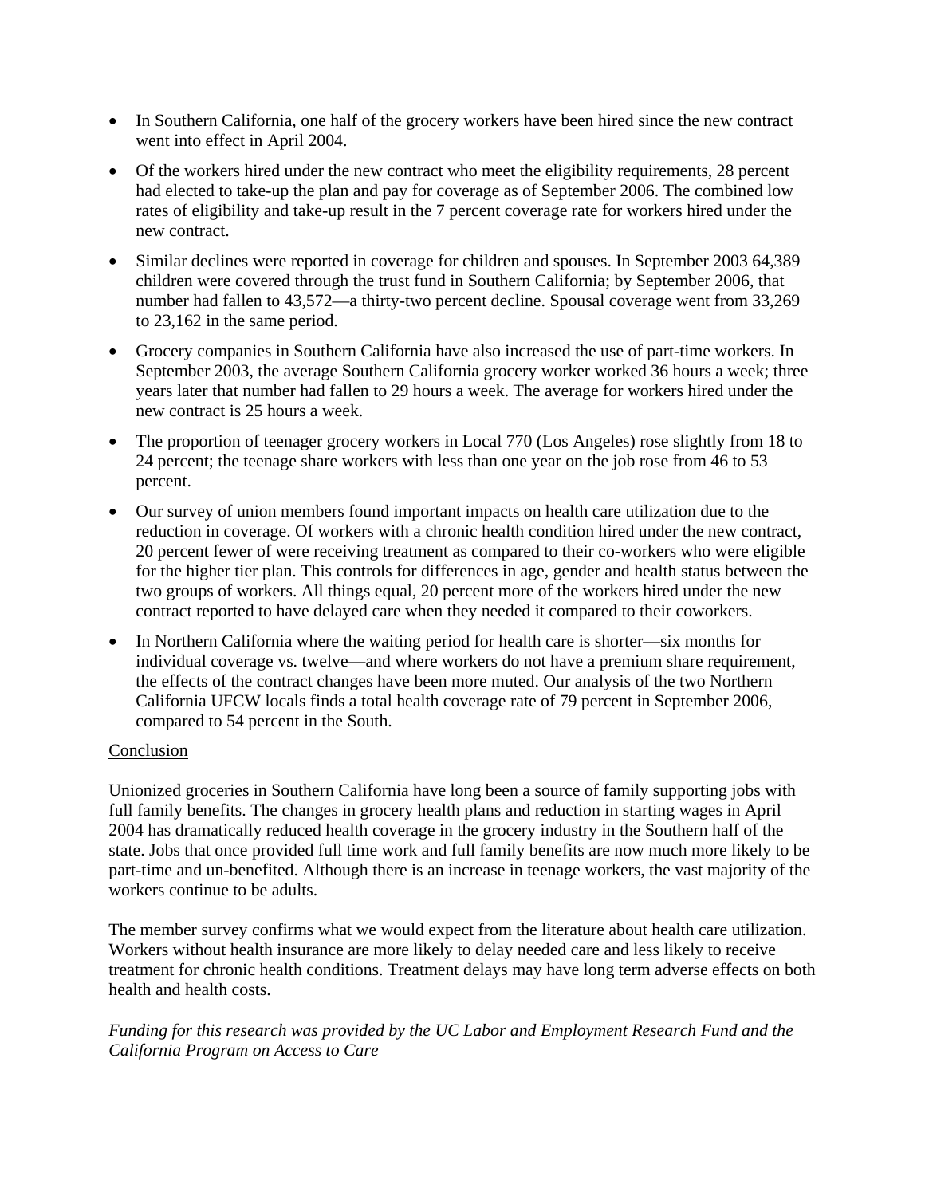- In Southern California, one half of the grocery workers have been hired since the new contract went into effect in April 2004.
- Of the workers hired under the new contract who meet the eligibility requirements, 28 percent had elected to take-up the plan and pay for coverage as of September 2006. The combined low rates of eligibility and take-up result in the 7 percent coverage rate for workers hired under the new contract.
- Similar declines were reported in coverage for children and spouses. In September 2003 64,389 children were covered through the trust fund in Southern California; by September 2006, that number had fallen to 43,572—a thirty-two percent decline. Spousal coverage went from 33,269 to 23,162 in the same period.
- Grocery companies in Southern California have also increased the use of part-time workers. In September 2003, the average Southern California grocery worker worked 36 hours a week; three years later that number had fallen to 29 hours a week. The average for workers hired under the new contract is 25 hours a week.
- The proportion of teenager grocery workers in Local 770 (Los Angeles) rose slightly from 18 to 24 percent; the teenage share workers with less than one year on the job rose from 46 to 53 percent.
- Our survey of union members found important impacts on health care utilization due to the reduction in coverage. Of workers with a chronic health condition hired under the new contract, 20 percent fewer of were receiving treatment as compared to their co-workers who were eligible for the higher tier plan. This controls for differences in age, gender and health status between the two groups of workers. All things equal, 20 percent more of the workers hired under the new contract reported to have delayed care when they needed it compared to their coworkers.
- In Northern California where the waiting period for health care is shorter—six months for individual coverage vs. twelve—and where workers do not have a premium share requirement, the effects of the contract changes have been more muted. Our analysis of the two Northern California UFCW locals finds a total health coverage rate of 79 percent in September 2006, compared to 54 percent in the South.

## Conclusion

Unionized groceries in Southern California have long been a source of family supporting jobs with full family benefits. The changes in grocery health plans and reduction in starting wages in April 2004 has dramatically reduced health coverage in the grocery industry in the Southern half of the state. Jobs that once provided full time work and full family benefits are now much more likely to be part-time and un-benefited. Although there is an increase in teenage workers, the vast majority of the workers continue to be adults.

The member survey confirms what we would expect from the literature about health care utilization. Workers without health insurance are more likely to delay needed care and less likely to receive treatment for chronic health conditions. Treatment delays may have long term adverse effects on both health and health costs.

*Funding for this research was provided by the UC Labor and Employment Research Fund and the California Program on Access to Care*